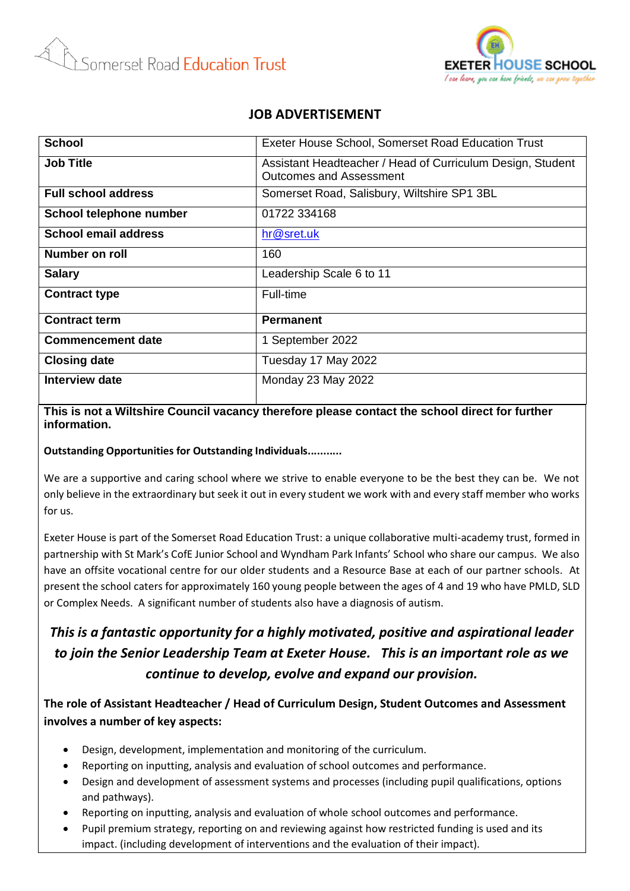Somerset Road Education Trust

EXETER HOUSE SCHOOL
I can learn, you can have friends, we can grow together

# JOB ADVERTISEMENT

| School | Exeter House School, Somerset Road Education Trust |
|---|---|
| **Job Title** | Assistant Headteacher / Head of Curriculum Design, Student Outcomes and Assessment |
| **Full school address** | Somerset Road, Salisbury, Wiltshire SP1 3BL |
| **School telephone number** | 01722 334168 |
| **School email address** | hr@sret.uk |
| **Number on roll** | 160 |
| **Salary** | Leadership Scale 6 to 11 |
| **Contract type** | Full-time |
| **Contract term** | **Permanent** |
| **Commencement date** | 1 September 2022 |
| **Closing date** | Tuesday 17 May 2022 |
| **Interview date** | Monday 23 May 2022 |

**This is not a Wiltshire Council vacancy therefore please contact the school direct for further information.**

**Outstanding Opportunities for Outstanding Individuals...........**

We are a supportive and caring school where we strive to enable everyone to be the best they can be. We not only believe in the extraordinary but seek it out in every student we work with and every staff member who works for us.

Exeter House is part of the Somerset Road Education Trust: a unique collaborative multi-academy trust, formed in partnership with St Mark's CofE Junior School and Wyndham Park Infants' School who share our campus. We also have an offsite vocational centre for our older students and a Resource Base at each of our partner schools. At present the school caters for approximately 160 young people between the ages of 4 and 19 who have PMLD, SLD or Complex Needs. A significant number of students also have a diagnosis of autism.

***This is a fantastic opportunity for a highly motivated, positive and aspirational leader to join the Senior Leadership Team at Exeter House. This is an important role as we continue to develop, evolve and expand our provision.***

**The role of Assistant Headteacher / Head of Curriculum Design, Student Outcomes and Assessment involves a number of key aspects:**

- Design, development, implementation and monitoring of the curriculum.
- Reporting on inputting, analysis and evaluation of school outcomes and performance.
- Design and development of assessment systems and processes (including pupil qualifications, options and pathways).
- Reporting on inputting, analysis and evaluation of whole school outcomes and performance.
- Pupil premium strategy, reporting on and reviewing against how restricted funding is used and its impact. (including development of interventions and the evaluation of their impact).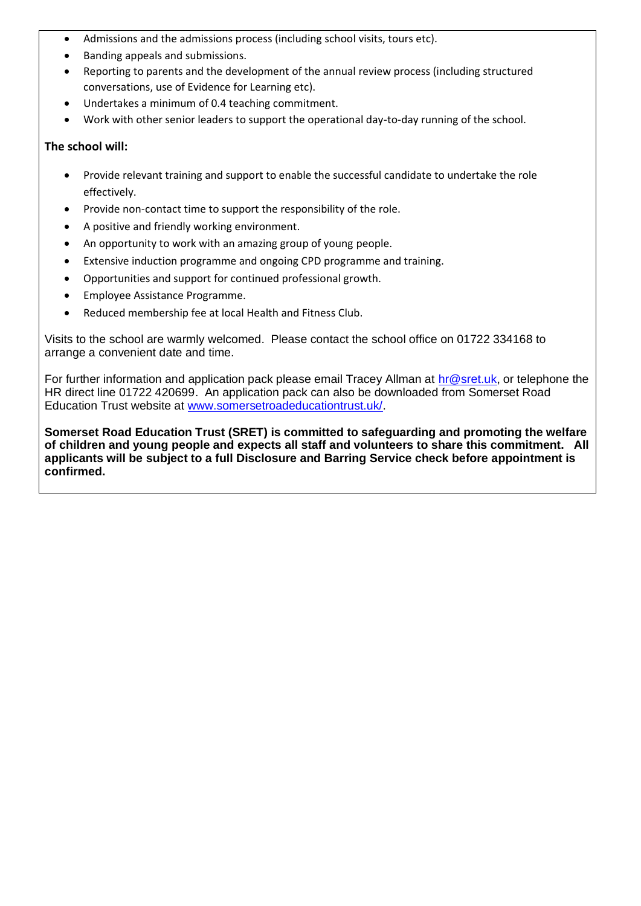- Admissions and the admissions process (including school visits, tours etc).
- Banding appeals and submissions.
- Reporting to parents and the development of the annual review process (including structured conversations, use of Evidence for Learning etc).
- Undertakes a minimum of 0.4 teaching commitment.
- Work with other senior leaders to support the operational day-to-day running of the school.

**The school will:**

- Provide relevant training and support to enable the successful candidate to undertake the role effectively.
- Provide non-contact time to support the responsibility of the role.
- A positive and friendly working environment.
- An opportunity to work with an amazing group of young people.
- Extensive induction programme and ongoing CPD programme and training.
- Opportunities and support for continued professional growth.
- Employee Assistance Programme.
- Reduced membership fee at local Health and Fitness Club.

Visits to the school are warmly welcomed. Please contact the school office on 01722 334168 to arrange a convenient date and time.

For further information and application pack please email Tracey Allman at hr@sret.uk, or telephone the HR direct line 01722 420699. An application pack can also be downloaded from Somerset Road Education Trust website at www.somersetroadeducationtrust.uk/.

**Somerset Road Education Trust (SRET) is committed to safeguarding and promoting the welfare of children and young people and expects all staff and volunteers to share this commitment. All applicants will be subject to a full Disclosure and Barring Service check before appointment is confirmed.**